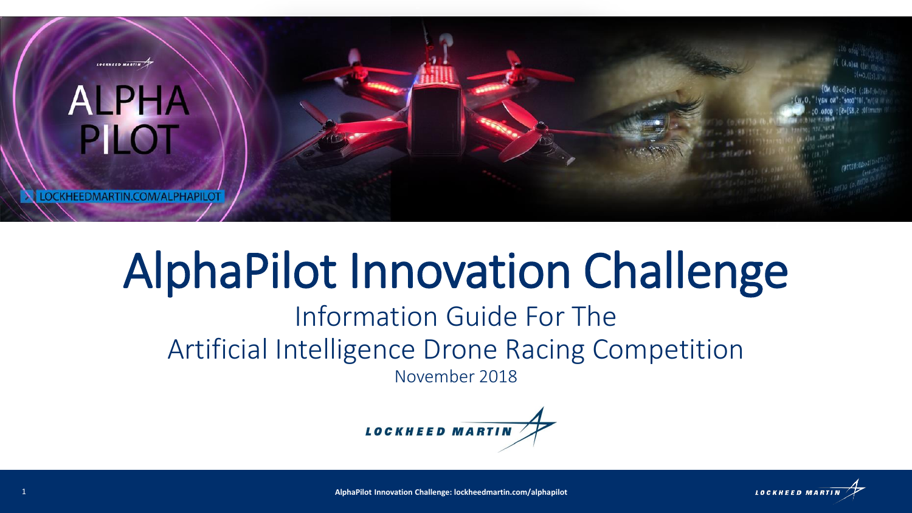# AlphaPilot Innovation Challenge

## Information Guide For The Artificial Intelligence Drone Racing Competition

November 2018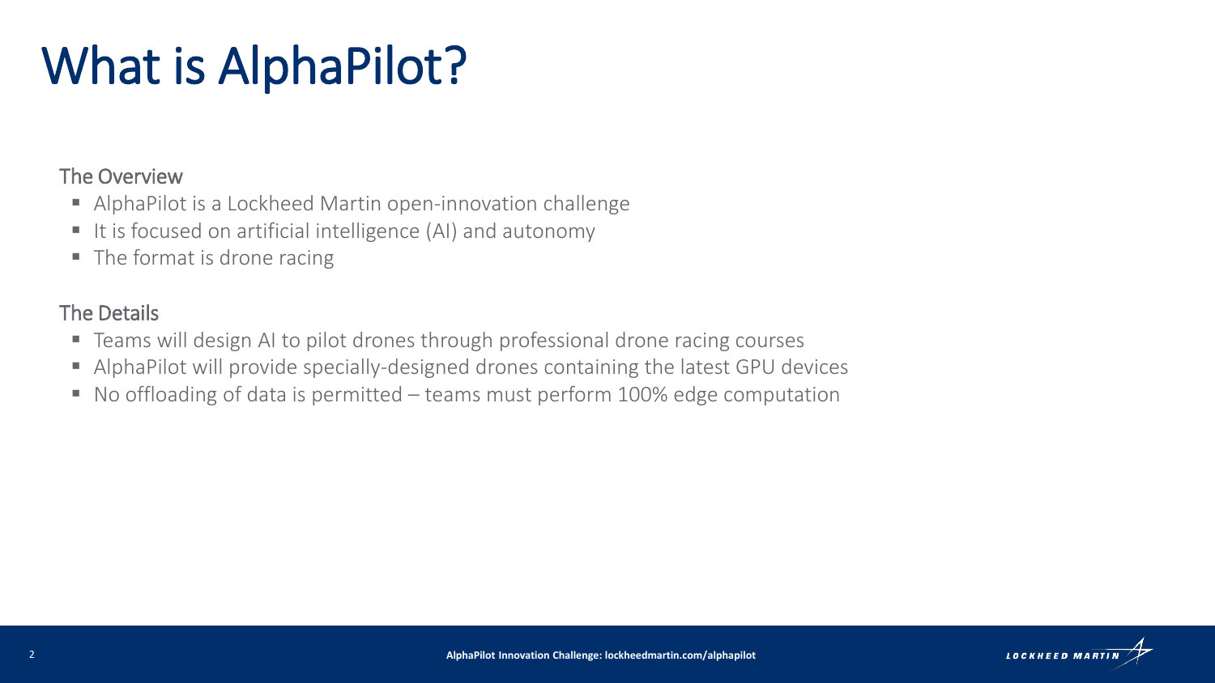# What is AlphaPilot?

## The Overview

- AlphaPilot is a Lockheed Martin open-innovation challenge
- It is focused on artificial intelligence (AI) and autonomy
- The format is drone racing

## The Details

- Teams will design AI to pilot drones through professional drone racing courses
- AlphaPilot will provide specially-designed drones containing the latest GPU devices
- No offloading of data is permitted – teams must perform 100% edge computation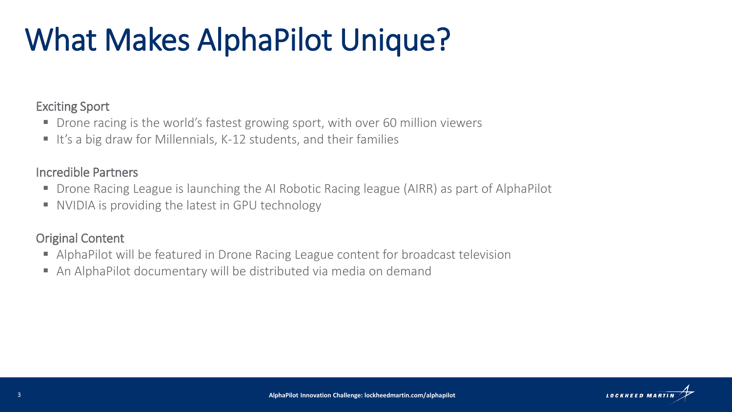# What Makes AlphaPilot Unique?

### Exciting Sport

- Drone racing is the world's fastest growing sport, with over 60 million viewers
- It's a big draw for Millennials, K-12 students, and their families

### Incredible Partners

- Drone Racing League is launching the AI Robotic Racing league (AIRR) as part of AlphaPilot
- NVIDIA is providing the latest in GPU technology

### Original Content

- AlphaPilot will be featured in Drone Racing League content for broadcast television
- An AlphaPilot documentary will be distributed via media on demand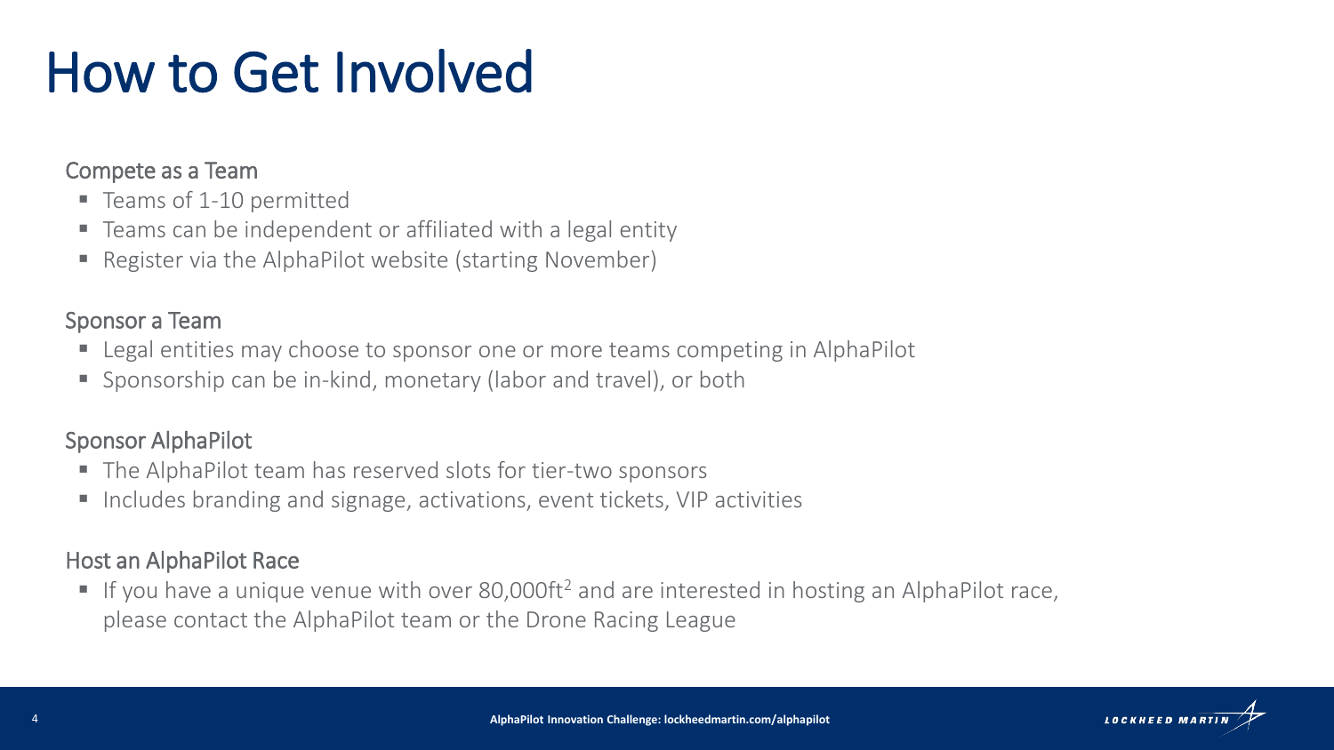# How to Get Involved

## Compete as a Team

- Teams of 1-10 permitted
- Teams can be independent or affiliated with a legal entity
- Register via the AlphaPilot website (starting November)

## Sponsor a Team

- Legal entities may choose to sponsor one or more teams competing in AlphaPilot
- Sponsorship can be in-kind, monetary (labor and travel), or both

## Sponsor AlphaPilot

- The AlphaPilot team has reserved slots for tier-two sponsors
- Includes branding and signage, activations, event tickets, VIP activities

## Host an AlphaPilot Race

- If you have a unique venue with over 80,000ft$^2$ and are interested in hosting an AlphaPilot race, please contact the AlphaPilot team or the Drone Racing League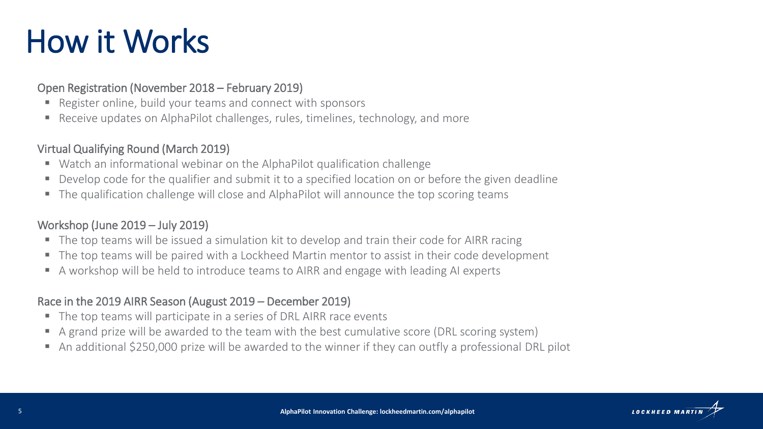# How it Works

### Open Registration (November 2018 – February 2019)

- Register online, build your teams and connect with sponsors
- Receive updates on AlphaPilot challenges, rules, timelines, technology, and more

### Virtual Qualifying Round (March 2019)

- Watch an informational webinar on the AlphaPilot qualification challenge
- Develop code for the qualifier and submit it to a specified location on or before the given deadline
- The qualification challenge will close and AlphaPilot will announce the top scoring teams

### Workshop (June 2019 – July 2019)

- The top teams will be issued a simulation kit to develop and train their code for AIRR racing
- The top teams will be paired with a Lockheed Martin mentor to assist in their code development
- A workshop will be held to introduce teams to AIRR and engage with leading AI experts

### Race in the 2019 AIRR Season (August 2019 – December 2019)

- The top teams will participate in a series of DRL AIRR race events
- A grand prize will be awarded to the team with the best cumulative score (DRL scoring system)
- An additional $250,000 prize will be awarded to the winner if they can outfly a professional DRL pilot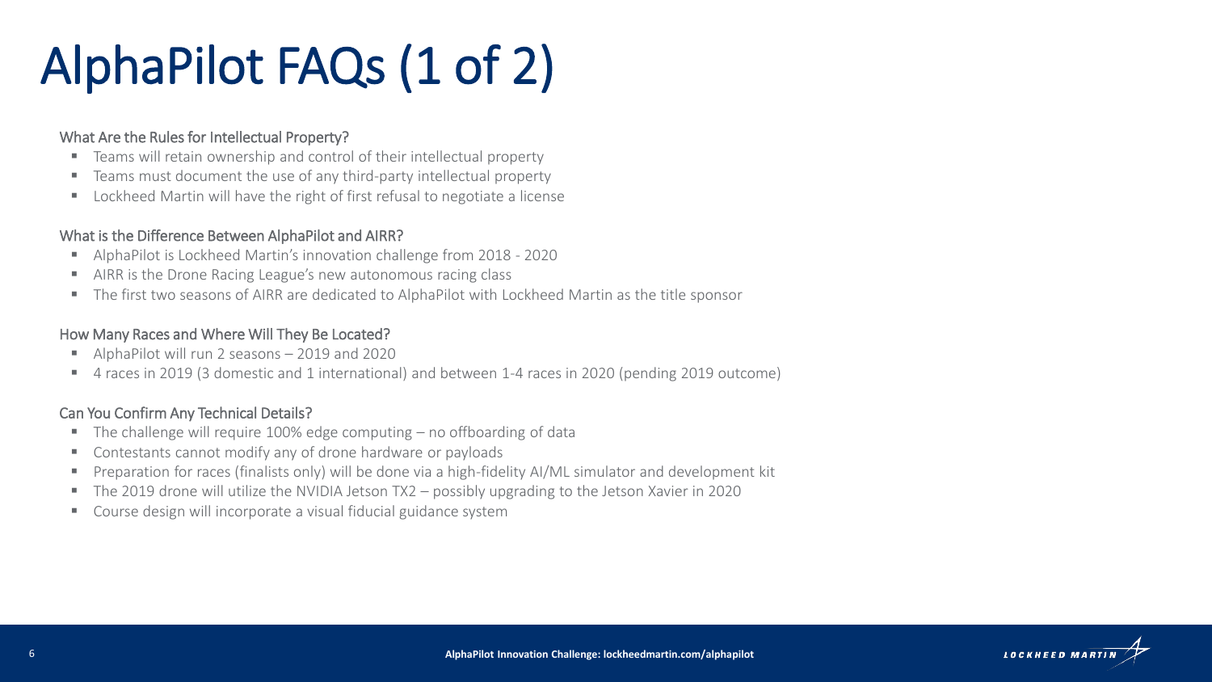# AlphaPilot FAQs (1 of 2)

### What Are the Rules for Intellectual Property?

- Teams will retain ownership and control of their intellectual property
- Teams must document the use of any third-party intellectual property
- Lockheed Martin will have the right of first refusal to negotiate a license

### What is the Difference Between AlphaPilot and AIRR?

- AlphaPilot is Lockheed Martin's innovation challenge from 2018 - 2020
- AIRR is the Drone Racing League's new autonomous racing class
- The first two seasons of AIRR are dedicated to AlphaPilot with Lockheed Martin as the title sponsor

### How Many Races and Where Will They Be Located?

- AlphaPilot will run 2 seasons – 2019 and 2020
- 4 races in 2019 (3 domestic and 1 international) and between 1-4 races in 2020 (pending 2019 outcome)

### Can You Confirm Any Technical Details?

- The challenge will require 100% edge computing – no offboarding of data
- Contestants cannot modify any of drone hardware or payloads
- Preparation for races (finalists only) will be done via a high-fidelity AI/ML simulator and development kit
- The 2019 drone will utilize the NVIDIA Jetson TX2 – possibly upgrading to the Jetson Xavier in 2020
- Course design will incorporate a visual fiducial guidance system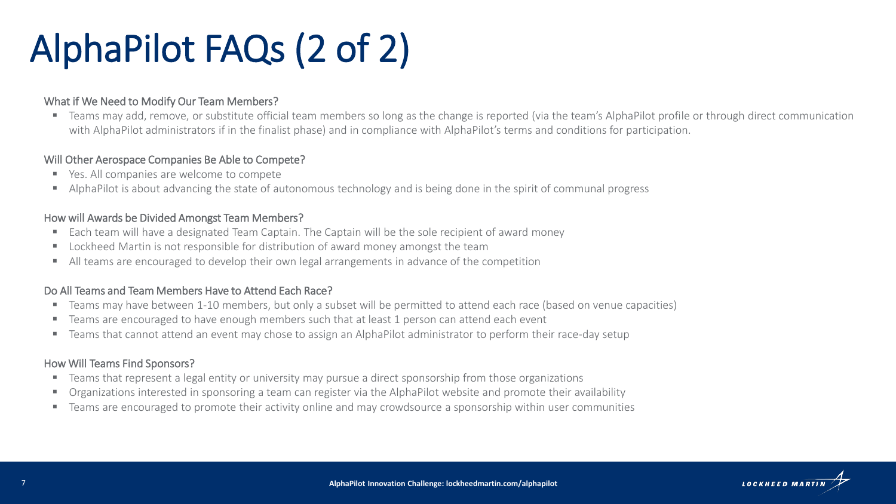# AlphaPilot FAQs (2 of 2)

### What if We Need to Modify Our Team Members?

- Teams may add, remove, or substitute official team members so long as the change is reported (via the team's AlphaPilot profile or through direct communication with AlphaPilot administrators if in the finalist phase) and in compliance with AlphaPilot's terms and conditions for participation.

### Will Other Aerospace Companies Be Able to Compete?

- Yes. All companies are welcome to compete
- AlphaPilot is about advancing the state of autonomous technology and is being done in the spirit of communal progress

### How will Awards be Divided Amongst Team Members?

- Each team will have a designated Team Captain. The Captain will be the sole recipient of award money
- Lockheed Martin is not responsible for distribution of award money amongst the team
- All teams are encouraged to develop their own legal arrangements in advance of the competition

### Do All Teams and Team Members Have to Attend Each Race?

- Teams may have between 1-10 members, but only a subset will be permitted to attend each race (based on venue capacities)
- Teams are encouraged to have enough members such that at least 1 person can attend each event
- Teams that cannot attend an event may chose to assign an AlphaPilot administrator to perform their race-day setup

### How Will Teams Find Sponsors?

- Teams that represent a legal entity or university may pursue a direct sponsorship from those organizations
- Organizations interested in sponsoring a team can register via the AlphaPilot website and promote their availability
- Teams are encouraged to promote their activity online and may crowdsource a sponsorship within user communities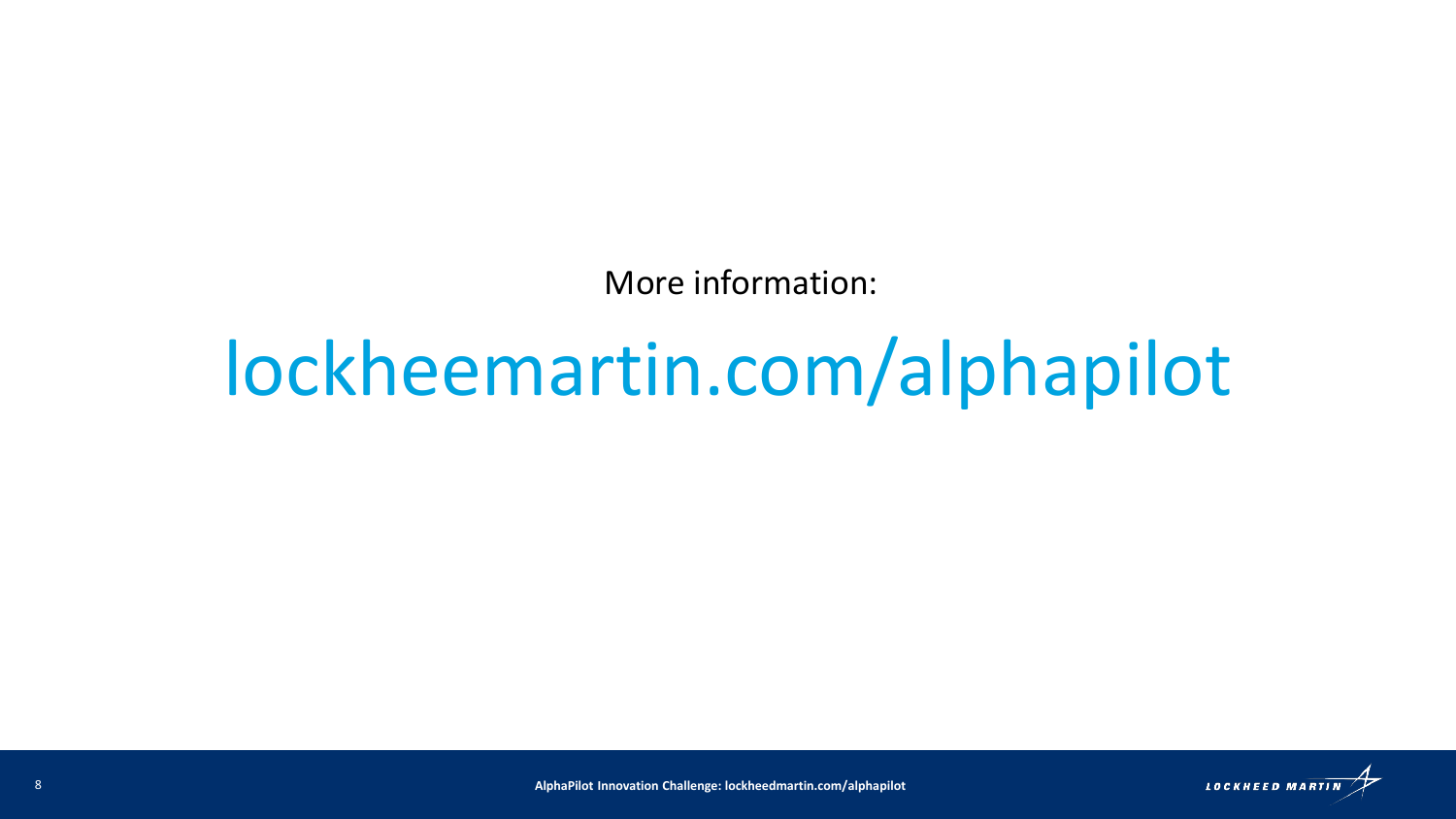More information:

lockheemartin.com/alphapilot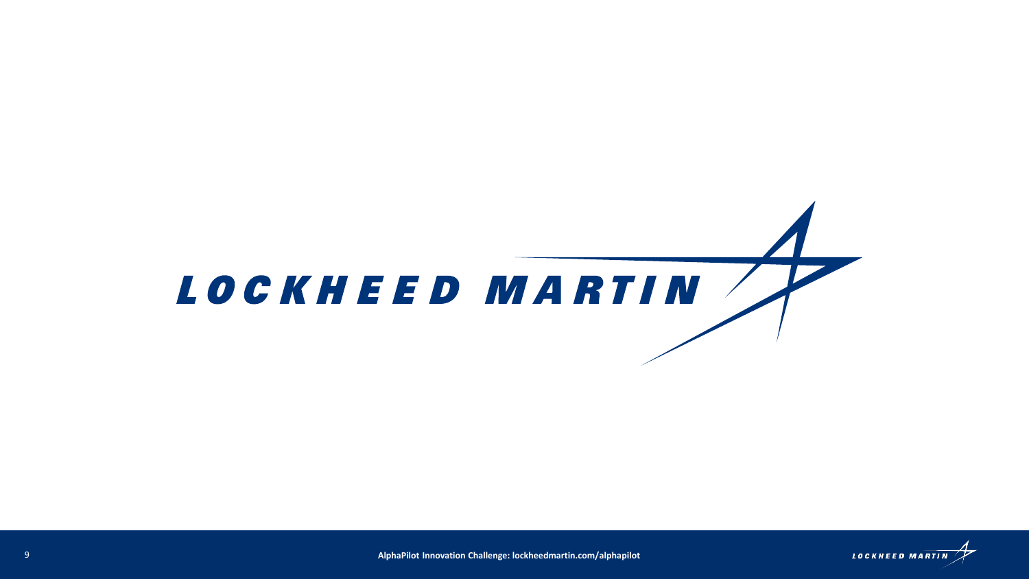LOCKHEED MARTIN